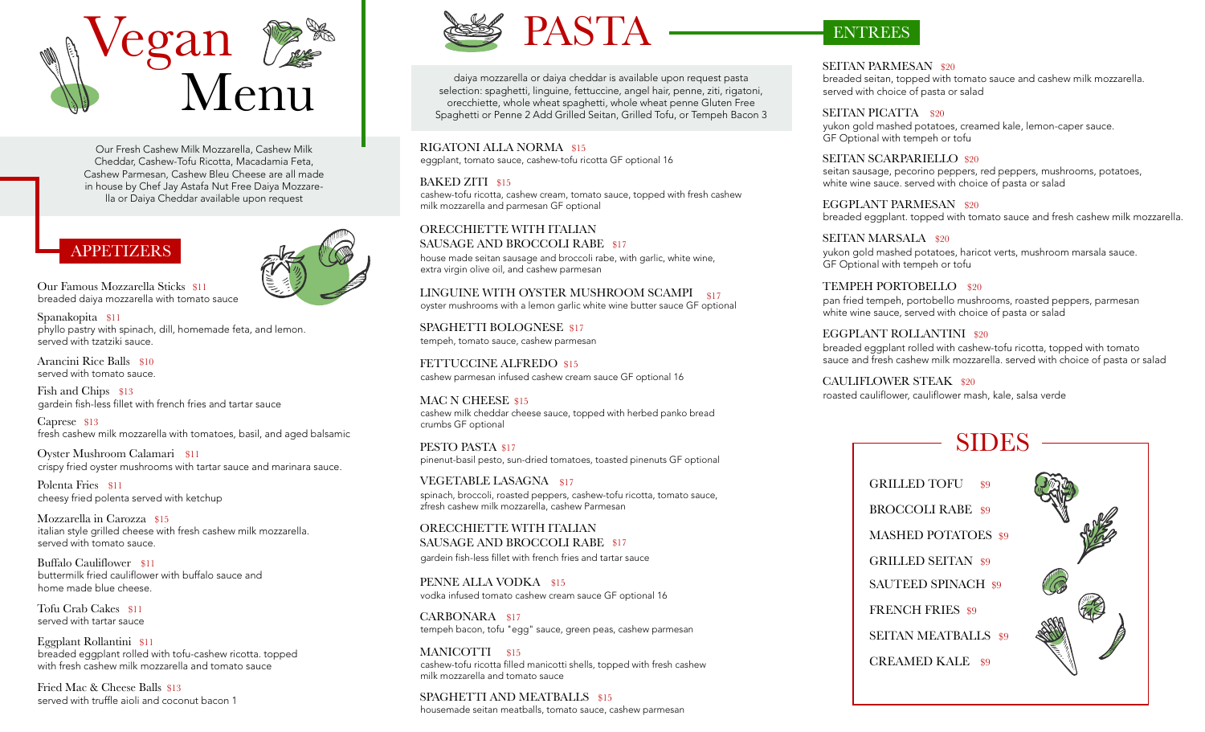# Vegan Menu

Our Fresh Cashew Milk Mozzarella, Cashew Milk Cheddar, Cashew-Tofu Ricotta, Macadamia Feta, Cashew Parmesan, Cashew Bleu Cheese are all made in house by Chef Jay Astafa Nut Free Daiya Mozzarella or Daiya Cheddar available upon request

## APPETIZERS

**Our Famous Mozzarella Sticks** $11
breaded daiya mozzarella with tomato sauce

**Spanakopita** $11
phyllo pastry with spinach, dill, homemade feta, and lemon. served with tzatziki sauce.

**Arancini Rice Balls** $10
served with tomato sauce.

**Fish and Chips** $13
gardein fish-less fillet with french fries and tartar sauce

**Caprese** $13
fresh cashew milk mozzarella with tomatoes, basil, and aged balsamic

**Oyster Mushroom Calamari** $11
crispy fried oyster mushrooms with tartar sauce and marinara sauce.

**Polenta Fries** $11
cheesy fried polenta served with ketchup

**Mozzarella in Carozza** $15
italian style grilled cheese with fresh cashew milk mozzarella. served with tomato sauce.

**Buffalo Cauliflower** $11
buttermilk fried cauliflower with buffalo sauce and home made blue cheese.

**Tofu Crab Cakes** $11
served with tartar sauce

**Eggplant Rollantini** $11
breaded eggplant rolled with tofu-cashew ricotta. topped with fresh cashew milk mozzarella and tomato sauce

**Fried Mac & Cheese Balls** $13
served with truffle aioli and coconut bacon 1

## PASTA

daiya mozzarella or daiya cheddar is available upon request pasta selection: spaghetti, linguine, fettuccine, angel hair, penne, ziti, rigatoni, orecchiette, whole wheat spaghetti, whole wheat penne Gluten Free Spaghetti or Penne 2 Add Grilled Seitan, Grilled Tofu, or Tempeh Bacon 3

**RIGATONI ALLA NORMA** $15
eggplant, tomato sauce, cashew-tofu ricotta GF optional 16

**BAKED ZITI** $15
cashew-tofu ricotta, cashew cream, tomato sauce, topped with fresh cashew milk mozzarella and parmesan GF optional

**ORECCHIETTE WITH ITALIAN SAUSAGE AND BROCCOLI RABE** $17
house made seitan sausage and broccoli rabe, with garlic, white wine, extra virgin olive oil, and cashew parmesan

**LINGUINE WITH OYSTER MUSHROOM SCAMPI** $17
oyster mushrooms with a lemon garlic white wine butter sauce GF optional

**SPAGHETTI BOLOGNESE** $17
tempeh, tomato sauce, cashew parmesan

**FETTUCCINE ALFREDO** $15
cashew parmesan infused cashew cream sauce GF optional 16

**MAC N CHEESE** $15
cashew milk cheddar cheese sauce, topped with herbed panko bread crumbs GF optional

**PESTO PASTA** $17
pinenut-basil pesto, sun-dried tomatoes, toasted pinenuts GF optional

**VEGETABLE LASAGNA** $17
spinach, broccoli, roasted peppers, cashew-tofu ricotta, tomato sauce, zfresh cashew milk mozzarella, cashew Parmesan

**ORECCHIETTE WITH ITALIAN SAUSAGE AND BROCCOLI RABE** $17
gardein fish-less fillet with french fries and tartar sauce

**PENNE ALLA VODKA** $15
vodka infused tomato cashew cream sauce GF optional 16

**CARBONARA** $17
tempeh bacon, tofu "egg" sauce, green peas, cashew parmesan

**MANICOTTI** $15
cashew-tofu ricotta filled manicotti shells, topped with fresh cashew milk mozzarella and tomato sauce

**SPAGHETTI AND MEATBALLS** $15
housemade seitan meatballs, tomato sauce, cashew parmesan

## ENTREES

**SEITAN PARMESAN** $20
breaded seitan, topped with tomato sauce and cashew milk mozzarella. served with choice of pasta or salad

**SEITAN PICATTA** $20
yukon gold mashed potatoes, creamed kale, lemon-caper sauce. GF Optional with tempeh or tofu

**SEITAN SCARPARIELLO** $20
seitan sausage, pecorino peppers, red peppers, mushrooms, potatoes, white wine sauce. served with choice of pasta or salad

**EGGPLANT PARMESAN** $20
breaded eggplant. topped with tomato sauce and fresh cashew milk mozzarella.

**SEITAN MARSALA** $20
yukon gold mashed potatoes, haricot verts, mushroom marsala sauce. GF Optional with tempeh or tofu

**TEMPEH PORTOBELLO** $20
pan fried tempeh, portobello mushrooms, roasted peppers, parmesan white wine sauce, served with choice of pasta or salad

**EGGPLANT ROLLANTINI** $20
breaded eggplant rolled with cashew-tofu ricotta, topped with tomato sauce and fresh cashew milk mozzarella. served with choice of pasta or salad

**CAULIFLOWER STEAK** $20
roasted cauliflower, cauliflower mash, kale, salsa verde

## SIDES

- GRILLED TOFU $9
- BROCCOLI RABE $9
- MASHED POTATOES $9
- GRILLED SEITAN $9
- SAUTEED SPINACH $9
- FRENCH FRIES $9
- SEITAN MEATBALLS $9
- CREAMED KALE $9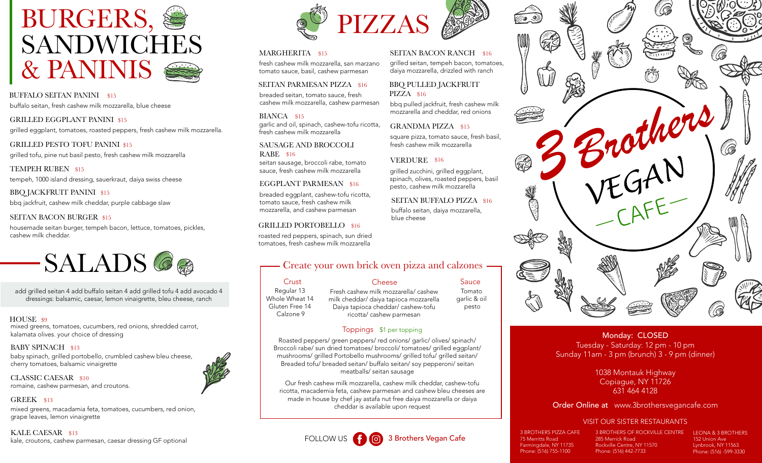# BURGERS, SANDWICHES & PANINIS

**BUFFALO SEITAN PANINI** $15
buffalo seitan, fresh cashew milk mozzarella, blue cheese

**GRILLED EGGPLANT PANINI** $15
grilled eggplant, tomatoes, roasted peppers, fresh cashew milk mozzarella.

**GRILLED PESTO TOFU PANINI** $15
grilled tofu, pine nut basil pesto, fresh cashew milk mozzarella

**TEMPEH RUBEN** $15
tempeh, 1000 island dressing, sauerkraut, daiya swiss cheese

**BBQ JACKFRUIT PANINI** $15
bbq jackfruit, cashew milk cheddar, purple cabbage slaw

**SEITAN BACON BURGER** $15
housemade seitan burger, tempeh bacon, lettuce, tomatoes, pickles, cashew milk cheddar.

# SALADS

add grilled seitan 4 add buffalo seitan 4 add grilled tofu 4 add avocado 4
dressings: balsamic, caesar, lemon vinaigrette, bleu cheese, ranch

**HOUSE** $9
mixed greens, tomatoes, cucumbers, red onions, shredded carrot, kalamata olives. your choice of dressing

**BABY SPINACH** $13
baby spinach, grilled portobello, crumbled cashew bleu cheese, cherry tomatoes, balsamic vinaigrette

**CLASSIC CAESAR** $10
romaine, cashew parmesan, and croutons.

**GREEK** $13
mixed greens, macadamia feta, tomatoes, cucumbers, red onion, grape leaves, lemon vinaigrette

**KALE CAESAR** $13
kale, croutons, cashew parmesan, caesar dressing GF optional

# PIZZAS

**MARGHERITA** $15
fresh cashew milk mozzarella, san marzano tomato sauce, basil, cashew parmesan

**SEITAN PARMESAN PIZZA** $16
breaded seitan, tomato sauce, fresh cashew milk mozzarella, cashew parmesan

**BIANCA** $15
garlic and oil, spinach, cashew-tofu ricotta, fresh cashew milk mozzarella

**SAUSAGE AND BROCCOLI RABE** $16
seitan sausage, broccoli rabe, tomato sauce, fresh cashew milk mozzarella

**EGGPLANT PARMESAN** $16
breaded eggplant, cashew-tofu ricotta, tomato sauce, fresh cashew milk mozzarella, and cashew parmesan

**GRILLED PORTOBELLO** $16
roasted red peppers, spinach, sun dried tomatoes, fresh cashew milk mozzarella

**SEITAN BACON RANCH** $16
grilled seitan, tempeh bacon, tomatoes, daiya mozzarella, drizzled with ranch

**BBQ PULLED JACKFRUIT PIZZA** $16
bbq pulled jackfruit, fresh cashew milk mozzarella and cheddar, red onions

**GRANDMA PIZZA** $15
square pizza, tomato sauce, fresh basil, fresh cashew milk mozzarella

**VERDURE** $16
grilled zucchini, grilled eggplant, spinach, olives, roasted peppers, basil pesto, cashew milk mozzarella

**SEITAN BUFFALO PIZZA** $16
buffalo seitan, daiya mozzarella, blue cheese

## Create your own brick oven pizza and calzones

**Crust**
Regular 13
Whole Wheat 14
Gluten Free 14
Calzone 9

**Cheese**
Fresh cashew milk mozzarella/ cashew milk cheddar/ daiya tapioca mozzarella
Daiya tapioca cheddar/ cashew-tofu ricotta/ cashew parmesan

**Sauce**
Tomato
garlic & oil
pesto

**Toppings** $1 per topping

Roasted peppers/ green peppers/ red onions/ garlic/ olives/ spinach/ Broccoli rabe/ sun dried tomatoes/ broccoli/ tomatoes/ grilled eggplant/ mushrooms/ grilled Portobello mushrooms/ grilled tofu/ grilled seitan/ Breaded tofu/ breaded seitan/ buffalo seitan/ soy pepperoni/ seitan meatballs/ seitan sausage

Our fresh cashew milk mozzarella, cashew milk cheddar, cashew-tofu ricotta, macadamia feta, cashew parmesan and cashew bleu cheeses are made in house by chef jay astafa nut free daiya mozzarella or daiya cheddar is available upon request

FOLLOW US 3 Brothers Vegan Cafe

# 3 Brothers VEGAN —CAFE—

**Monday: CLOSED**
Tuesday - Saturday: 12 pm - 10 pm
Sunday 11am - 3 pm (brunch) 3 - 9 pm (dinner)

1038 Montauk Highway
Copiague, NY 11726
631 464 4128

**Order Online at** www.3brothersvegancafe.com

## VISIT OUR SISTER RESTAURANTS

3 BROTHERS PIZZA CAFE
75 Merritts Road
Farmingdale, NY 11735
Phone: (516) 755-1100

3 BROTHERS OF ROCKVILLE CENTRE
285 Merrick Road
Rockville Centre, NY 11570
Phone: (516) 442-7733

LEONA & 3 BROTHERS
152 Union Ave
Lynbrook, NY 11563
Phone: (516) -599-3330